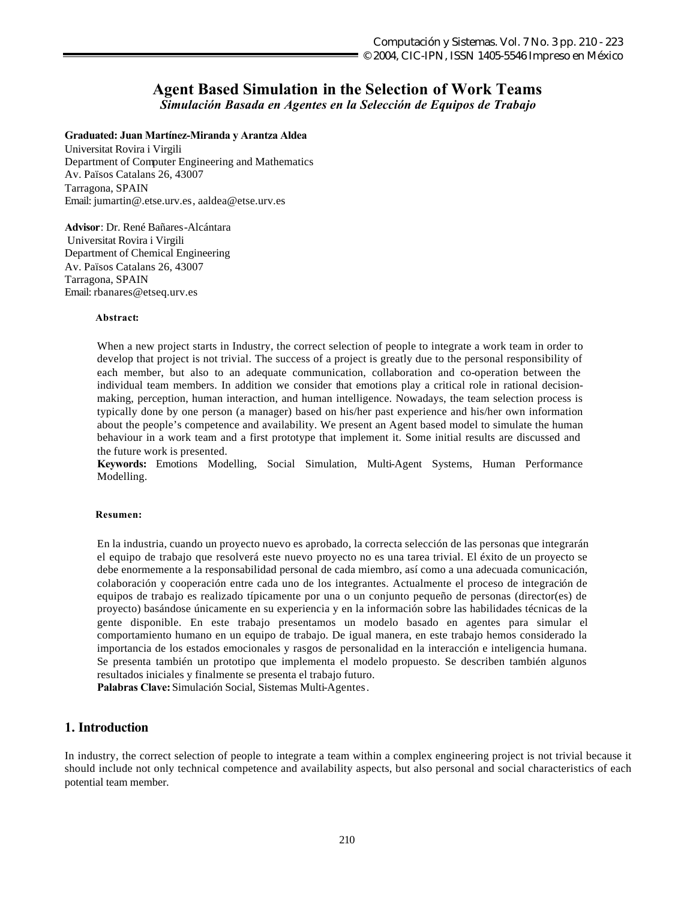# Agent Based Simulation in the Selection of Work Teams

***Simulación Basada en Agentes en la Selección de Equipos de Trabajo***

**Graduated: Juan Martínez-Miranda y Arantza Aldea**
Universitat Rovira i Virgili
Department of Computer Engineering and Mathematics
Av. Països Catalans 26, 43007
Tarragona, SPAIN
Email: jumartin@.etse.urv.es, aaldea@etse.urv.es

**Advisor**: Dr. René Bañares-Alcántara
Universitat Rovira i Virgili
Department of Chemical Engineering
Av. Països Catalans 26, 43007
Tarragona, SPAIN
Email: rbanares@etseq.urv.es

**Abstract:**

When a new project starts in Industry, the correct selection of people to integrate a work team in order to develop that project is not trivial. The success of a project is greatly due to the personal responsibility of each member, but also to an adequate communication, collaboration and co-operation between the individual team members. In addition we consider that emotions play a critical role in rational decision-making, perception, human interaction, and human intelligence. Nowadays, the team selection process is typically done by one person (a manager) based on his/her past experience and his/her own information about the people's competence and availability. We present an Agent based model to simulate the human behaviour in a work team and a first prototype that implement it. Some initial results are discussed and the future work is presented.

**Keywords:** Emotions Modelling, Social Simulation, Multi-Agent Systems, Human Performance Modelling.

**Resumen:**

En la industria, cuando un proyecto nuevo es aprobado, la correcta selección de las personas que integrarán el equipo de trabajo que resolverá este nuevo proyecto no es una tarea trivial. El éxito de un proyecto se debe enormemente a la responsabilidad personal de cada miembro, así como a una adecuada comunicación, colaboración y cooperación entre cada uno de los integrantes. Actualmente el proceso de integración de equipos de trabajo es realizado típicamente por una o un conjunto pequeño de personas (director(es) de proyecto) basándose únicamente en su experiencia y en la información sobre las habilidades técnicas de la gente disponible. En este trabajo presentamos un modelo basado en agentes para simular el comportamiento humano en un equipo de trabajo. De igual manera, en este trabajo hemos considerado la importancia de los estados emocionales y rasgos de personalidad en la interacción e inteligencia humana. Se presenta también un prototipo que implementa el modelo propuesto. Se describen también algunos resultados iniciales y finalmente se presenta el trabajo futuro.

**Palabras Clave:** Simulación Social, Sistemas Multi-Agentes.

## 1. Introduction

In industry, the correct selection of people to integrate a team within a complex engineering project is not trivial because it should include not only technical competence and availability aspects, but also personal and social characteristics of each potential team member.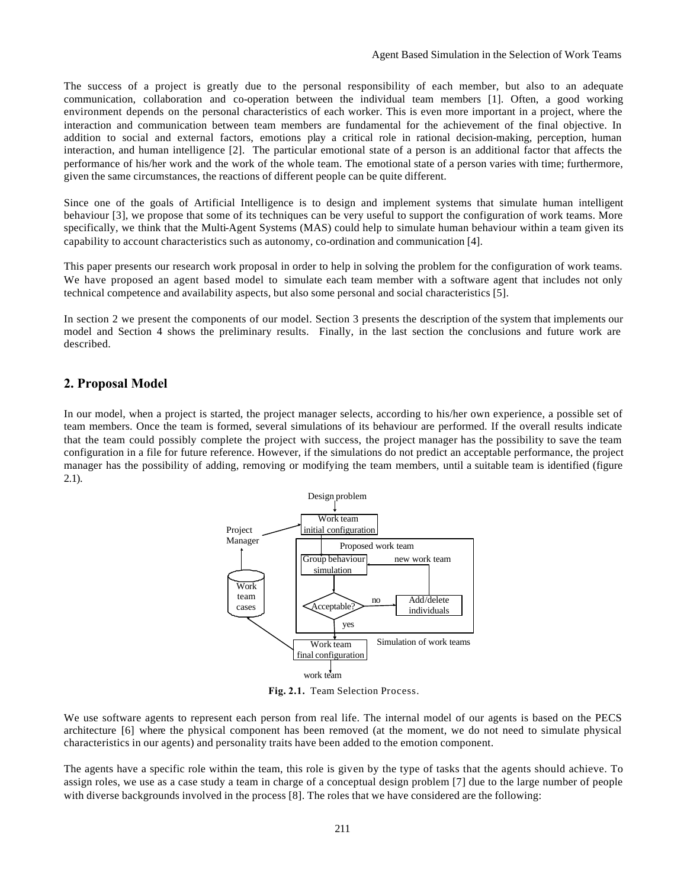The success of a project is greatly due to the personal responsibility of each member, but also to an adequate communication, collaboration and co-operation between the individual team members [1]. Often, a good working environment depends on the personal characteristics of each worker. This is even more important in a project, where the interaction and communication between team members are fundamental for the achievement of the final objective. In addition to social and external factors, emotions play a critical role in rational decision-making, perception, human interaction, and human intelligence [2]. The particular emotional state of a person is an additional factor that affects the performance of his/her work and the work of the whole team. The emotional state of a person varies with time; furthermore, given the same circumstances, the reactions of different people can be quite different.

Since one of the goals of Artificial Intelligence is to design and implement systems that simulate human intelligent behaviour [3], we propose that some of its techniques can be very useful to support the configuration of work teams. More specifically, we think that the Multi-Agent Systems (MAS) could help to simulate human behaviour within a team given its capability to account characteristics such as autonomy, co-ordination and communication [4].

This paper presents our research work proposal in order to help in solving the problem for the configuration of work teams. We have proposed an agent based model to simulate each team member with a software agent that includes not only technical competence and availability aspects, but also some personal and social characteristics [5].

In section 2 we present the components of our model. Section 3 presents the description of the system that implements our model and Section 4 shows the preliminary results. Finally, in the last section the conclusions and future work are described.

## 2. Proposal Model

In our model, when a project is started, the project manager selects, according to his/her own experience, a possible set of team members. Once the team is formed, several simulations of its behaviour are performed. If the overall results indicate that the team could possibly complete the project with success, the project manager has the possibility to save the team configuration in a file for future reference. However, if the simulations do not predict an acceptable performance, the project manager has the possibility of adding, removing or modifying the team members, until a suitable team is identified (figure 2.1).

Design problem

Work team initial configuration

Project Manager

Proposed work team

Group behaviour simulation

new work team

Work team cases

Acceptable?

no

Add/delete individuals

yes

Work team final configuration

Simulation of work teams

work team

**Fig. 2.1.** Team Selection Process.

We use software agents to represent each person from real life. The internal model of our agents is based on the PECS architecture [6] where the physical component has been removed (at the moment, we do not need to simulate physical characteristics in our agents) and personality traits have been added to the emotion component.

The agents have a specific role within the team, this role is given by the type of tasks that the agents should achieve. To assign roles, we use as a case study a team in charge of a conceptual design problem [7] due to the large number of people with diverse backgrounds involved in the process [8]. The roles that we have considered are the following: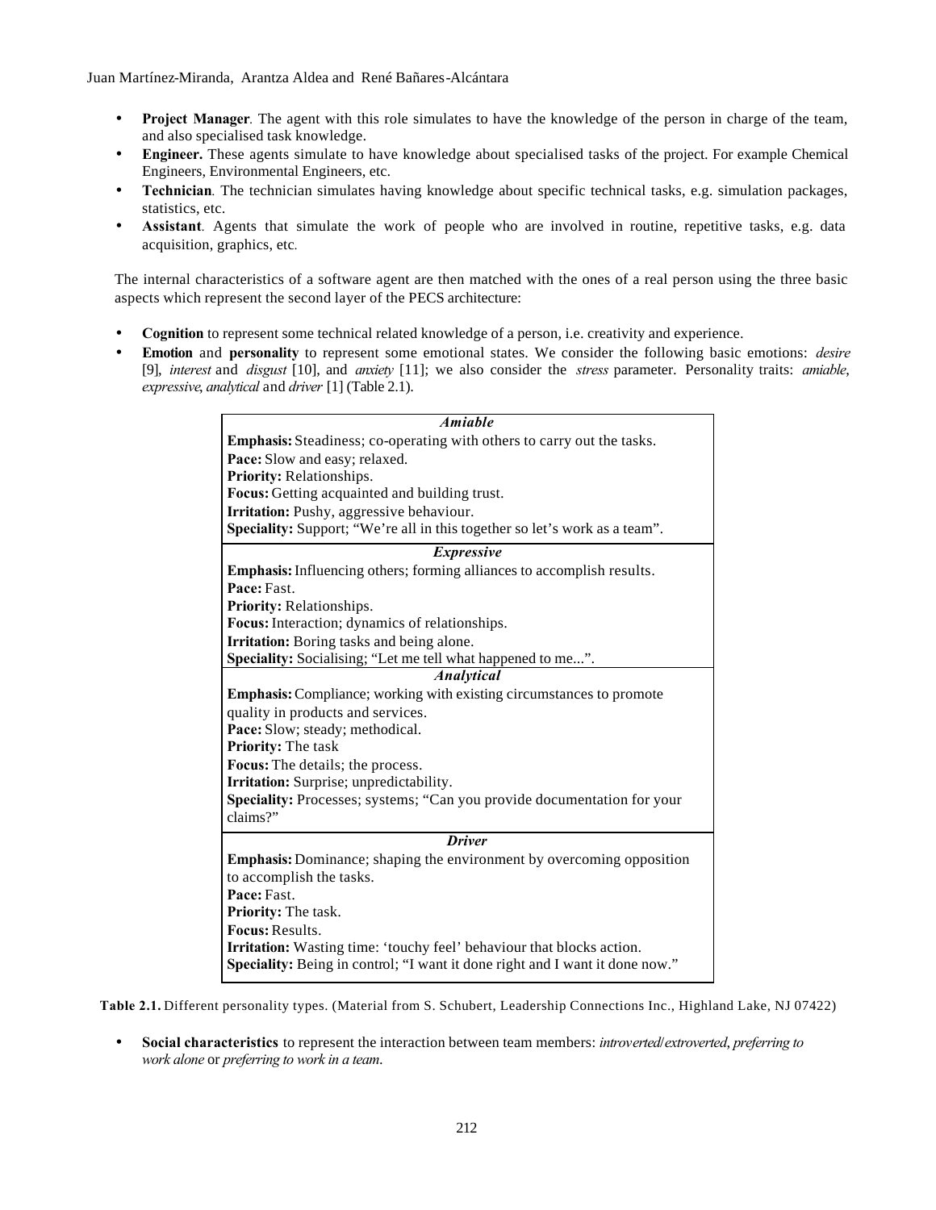- **Project Manager**. The agent with this role simulates to have the knowledge of the person in charge of the team, and also specialised task knowledge.
- **Engineer.** These agents simulate to have knowledge about specialised tasks of the project. For example Chemical Engineers, Environmental Engineers, etc.
- **Technician**. The technician simulates having knowledge about specific technical tasks, e.g. simulation packages, statistics, etc.
- **Assistant**. Agents that simulate the work of people who are involved in routine, repetitive tasks, e.g. data acquisition, graphics, etc.

The internal characteristics of a software agent are then matched with the ones of a real person using the three basic aspects which represent the second layer of the PECS architecture:

- **Cognition** to represent some technical related knowledge of a person, i.e. creativity and experience.
- **Emotion** and **personality** to represent some emotional states. We consider the following basic emotions: *desire* [9], *interest* and *disgust* [10], and *anxiety* [11]; we also consider the *stress* parameter. Personality traits: *amiable*, *expressive*, *analytical* and *driver* [1] (Table 2.1).

| ***Amiable*** |
|---|
| **Emphasis:** Steadiness; co-operating with others to carry out the tasks.<br>**Pace:** Slow and easy; relaxed.<br>**Priority:** Relationships.<br>**Focus:** Getting acquainted and building trust.<br>**Irritation:** Pushy, aggressive behaviour.<br>**Speciality:** Support; "We're all in this together so let's work as a team". |
| ***Expressive*** |
| **Emphasis:** Influencing others; forming alliances to accomplish results.<br>**Pace:** Fast.<br>**Priority:** Relationships.<br>**Focus:** Interaction; dynamics of relationships.<br>**Irritation:** Boring tasks and being alone.<br>**Speciality:** Socialising; "Let me tell what happened to me...". |
| ***Analytical*** |
| **Emphasis:** Compliance; working with existing circumstances to promote quality in products and services.<br>**Pace:** Slow; steady; methodical.<br>**Priority:** The task<br>**Focus:** The details; the process.<br>**Irritation:** Surprise; unpredictability.<br>**Speciality:** Processes; systems; "Can you provide documentation for your claims?" |
| ***Driver*** |
| **Emphasis:** Dominance; shaping the environment by overcoming opposition to accomplish the tasks.<br>**Pace:** Fast.<br>**Priority:** The task.<br>**Focus:** Results.<br>**Irritation:** Wasting time: 'touchy feel' behaviour that blocks action.<br>**Speciality:** Being in control; "I want it done right and I want it done now." |

**Table 2.1.** Different personality types. (Material from S. Schubert, Leadership Connections Inc., Highland Lake, NJ 07422)

- **Social characteristics** to represent the interaction between team members: *introverted*/*extroverted*, *preferring to work alone* or *preferring to work in a team*.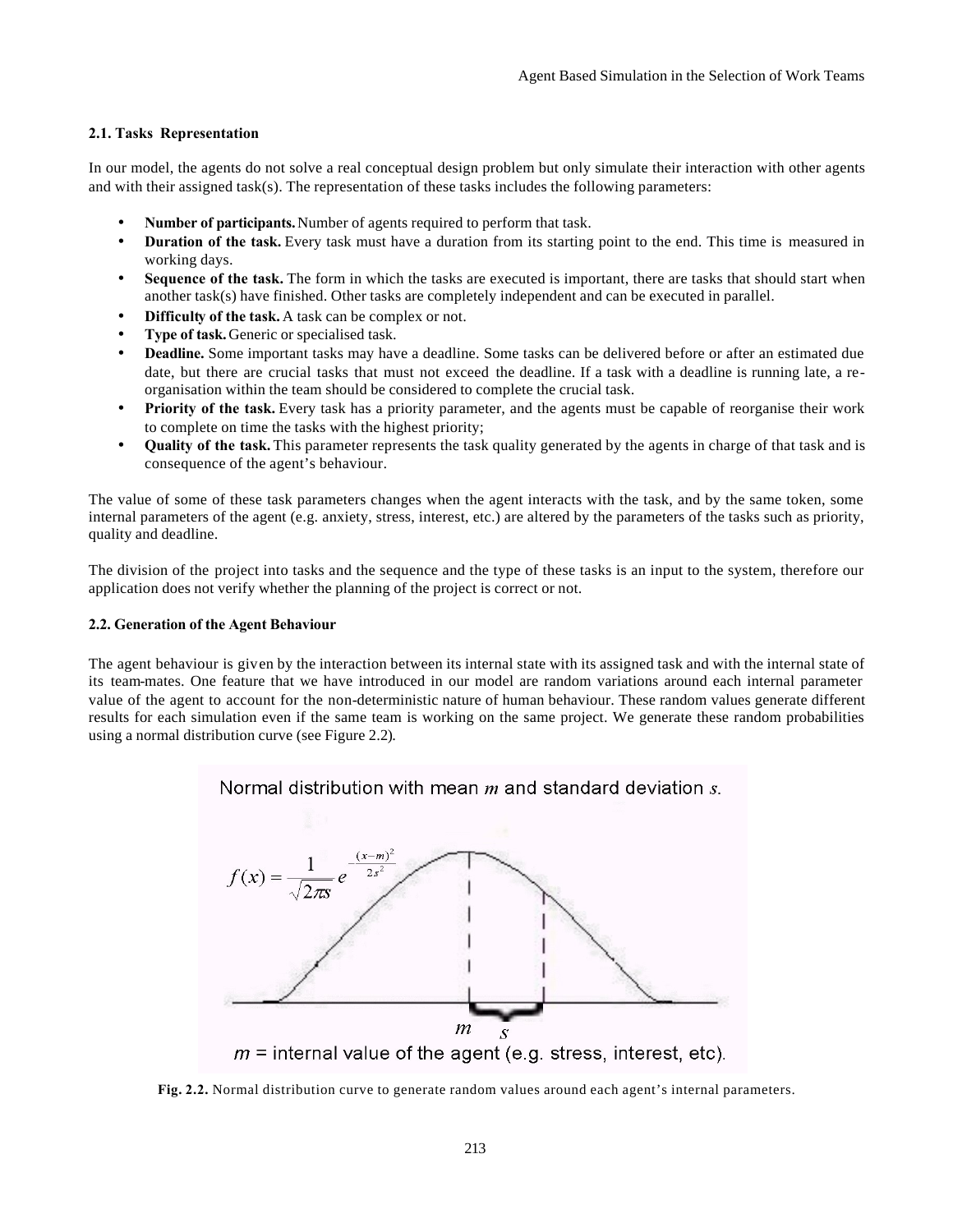### 2.1. Tasks Representation

In our model, the agents do not solve a real conceptual design problem but only simulate their interaction with other agents and with their assigned task(s). The representation of these tasks includes the following parameters:

- **Number of participants.** Number of agents required to perform that task.
- **Duration of the task.** Every task must have a duration from its starting point to the end. This time is measured in working days.
- **Sequence of the task.** The form in which the tasks are executed is important, there are tasks that should start when another task(s) have finished. Other tasks are completely independent and can be executed in parallel.
- **Difficulty of the task.** A task can be complex or not.
- **Type of task.** Generic or specialised task.
- **Deadline.** Some important tasks may have a deadline. Some tasks can be delivered before or after an estimated due date, but there are crucial tasks that must not exceed the deadline. If a task with a deadline is running late, a re-organisation within the team should be considered to complete the crucial task.
- **Priority of the task.** Every task has a priority parameter, and the agents must be capable of reorganise their work to complete on time the tasks with the highest priority;
- **Quality of the task.** This parameter represents the task quality generated by the agents in charge of that task and is consequence of the agent's behaviour.

The value of some of these task parameters changes when the agent interacts with the task, and by the same token, some internal parameters of the agent (e.g. anxiety, stress, interest, etc.) are altered by the parameters of the tasks such as priority, quality and deadline.

The division of the project into tasks and the sequence and the type of these tasks is an input to the system, therefore our application does not verify whether the planning of the project is correct or not.

### 2.2. Generation of the Agent Behaviour

The agent behaviour is given by the interaction between its internal state with its assigned task and with the internal state of its team-mates. One feature that we have introduced in our model are random variations around each internal parameter value of the agent to account for the non-deterministic nature of human behaviour. These random values generate different results for each simulation even if the same team is working on the same project. We generate these random probabilities using a normal distribution curve (see Figure 2.2).

Normal distribution with mean $m$ and standard deviation $s$.

$$f(x) = \frac{1}{\sqrt{2\pi s}} e^{-\frac{(x-m)^2}{2s^2}}$$

$m$ = internal value of the agent (e.g. stress, interest, etc).

**Fig. 2.2.** Normal distribution curve to generate random values around each agent's internal parameters.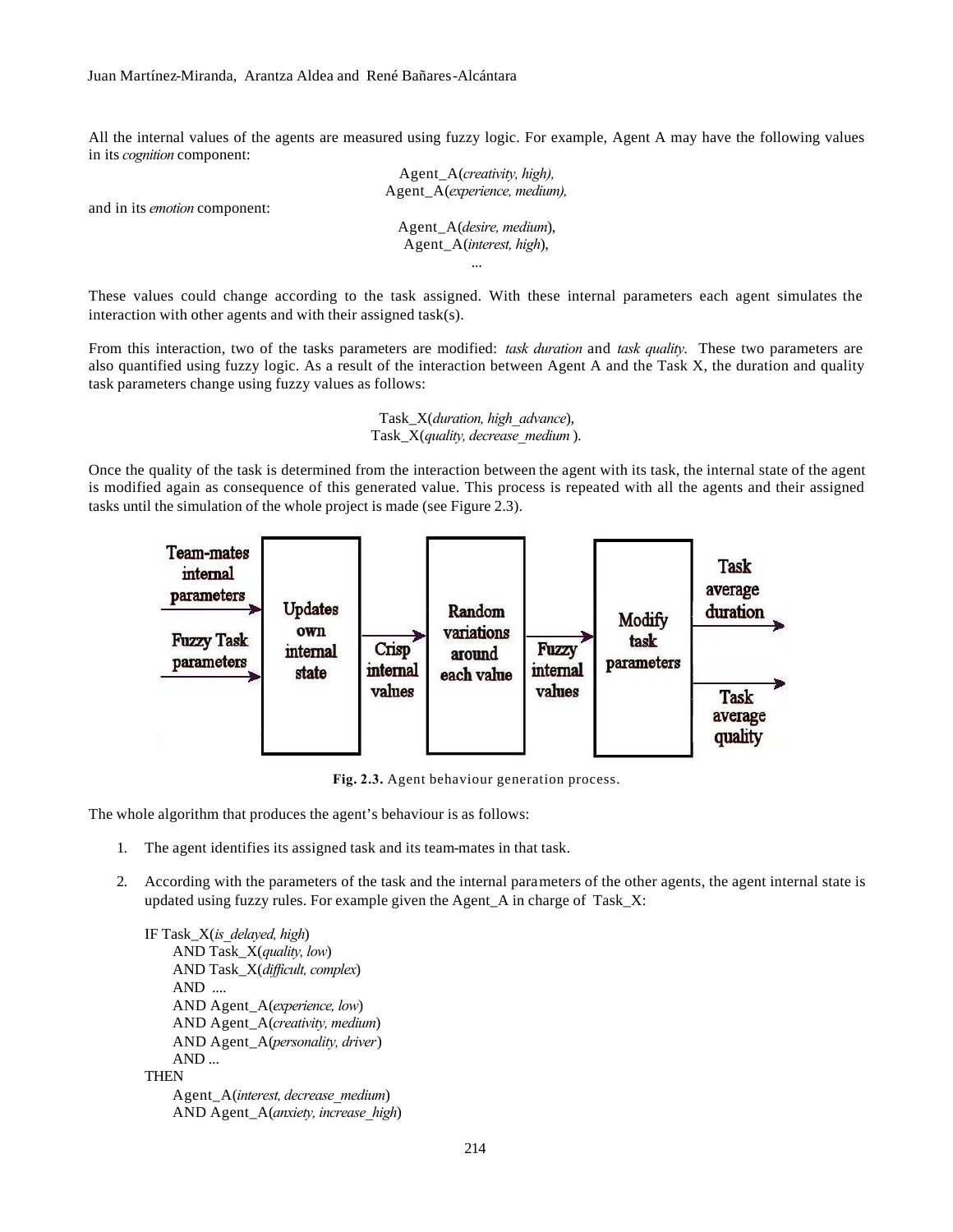All the internal values of the agents are measured using fuzzy logic. For example, Agent A may have the following values in its *cognition* component:

Agent_A(*creativity, high),*
Agent_A(*experience, medium),*

and in its *emotion* component:

Agent_A(*desire, medium*),
Agent_A(*interest, high*),
...

These values could change according to the task assigned. With these internal parameters each agent simulates the interaction with other agents and with their assigned task(s).

From this interaction, two of the tasks parameters are modified: *task duration* and *task quality*. These two parameters are also quantified using fuzzy logic. As a result of the interaction between Agent A and the Task X, the duration and quality task parameters change using fuzzy values as follows:

Task_X(*duration, high_advance*),
Task_X(*quality, decrease_medium* ).

Once the quality of the task is determined from the interaction between the agent with its task, the internal state of the agent is modified again as consequence of this generated value. This process is repeated with all the agents and their assigned tasks until the simulation of the whole project is made (see Figure 2.3).

**Fig. 2.3.** Agent behaviour generation process.

The whole algorithm that produces the agent's behaviour is as follows:

1. The agent identifies its assigned task and its team-mates in that task.

2. According with the parameters of the task and the internal parameters of the other agents, the agent internal state is updated using fuzzy rules. For example given the Agent_A in charge of Task_X:

   IF Task_X(*is_delayed, high*)
   AND Task_X(*quality, low*)
   AND Task_X(*difficult, complex*)
   AND ....
   AND Agent_A(*experience, low*)
   AND Agent_A(*creativity, medium*)
   AND Agent_A(*personality, driver*)
   AND ...
   THEN
   Agent_A(*interest, decrease_medium*)
   AND Agent_A(*anxiety, increase_high*)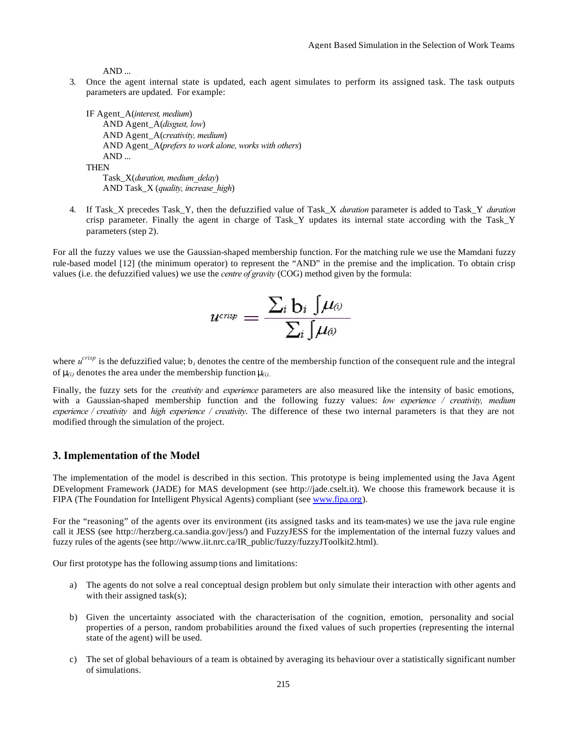AND ...

3. Once the agent internal state is updated, each agent simulates to perform its assigned task. The task outputs parameters are updated. For example:

   IF Agent_A(*interest, medium*)
   AND Agent_A(*disgust, low*)
   AND Agent_A(*creativity, medium*)
   AND Agent_A(*prefers to work alone, works with others*)
   AND ...
   THEN
   Task_X(*duration, medium_delay*)
   AND Task_X (*quality, increase_high*)

4. If Task_X precedes Task_Y, then the defuzzified value of Task_X *duration* parameter is added to Task_Y *duration* crisp parameter. Finally the agent in charge of Task_Y updates its internal state according with the Task_Y parameters (step 2).

For all the fuzzy values we use the Gaussian-shaped membership function. For the matching rule we use the Mamdani fuzzy rule-based model [12] (the minimum operator) to represent the "AND" in the premise and the implication. To obtain crisp values (i.e. the defuzzified values) we use the *centre of gravity* (COG) method given by the formula:

$$u^{crisp} = \frac{\sum_i b_i \int \mu_{(i)}}{\sum_i \int \mu_{(i)}}$$

where $u^{crisp}$ is the defuzzified value; $b_i$ denotes the centre of the membership function of the consequent rule and the integral of $\mu_{(i)}$ denotes the area under the membership function $\mu_{(i)}$.

Finally, the fuzzy sets for the *creativity* and *experience* parameters are also measured like the intensity of basic emotions, with a Gaussian-shaped membership function and the following fuzzy values: *low experience / creativity, medium experience / creativity* and *high experience / creativity*. The difference of these two internal parameters is that they are not modified through the simulation of the project.

## 3. Implementation of the Model

The implementation of the model is described in this section. This prototype is being implemented using the Java Agent DEvelopment Framework (JADE) for MAS development (see http://jade.cselt.it). We choose this framework because it is FIPA (The Foundation for Intelligent Physical Agents) compliant (see www.fipa.org).

For the "reasoning" of the agents over its environment (its assigned tasks and its team-mates) we use the java rule engine call it JESS (see http://herzberg.ca.sandia.gov/jess/) and FuzzyJESS for the implementation of the internal fuzzy values and fuzzy rules of the agents (see http://www.iit.nrc.ca/IR_public/fuzzy/fuzzyJToolkit2.html).

Our first prototype has the following assumptions and limitations:

a) The agents do not solve a real conceptual design problem but only simulate their interaction with other agents and with their assigned task(s);

b) Given the uncertainty associated with the characterisation of the cognition, emotion, personality and social properties of a person, random probabilities around the fixed values of such properties (representing the internal state of the agent) will be used.

c) The set of global behaviours of a team is obtained by averaging its behaviour over a statistically significant number of simulations.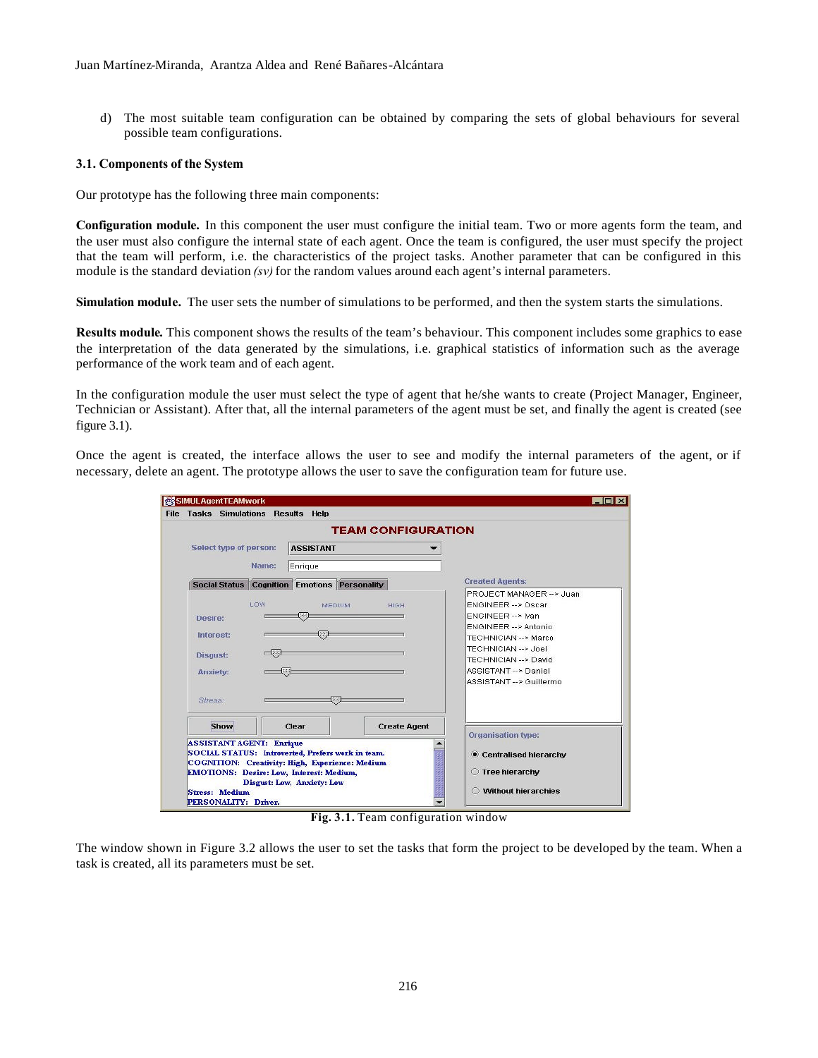d) The most suitable team configuration can be obtained by comparing the sets of global behaviours for several possible team configurations.

### 3.1. Components of the System

Our prototype has the following three main components:

**Configuration module.** In this component the user must configure the initial team. Two or more agents form the team, and the user must also configure the internal state of each agent. Once the team is configured, the user must specify the project that the team will perform, i.e. the characteristics of the project tasks. Another parameter that can be configured in this module is the standard deviation *(sv)* for the random values around each agent's internal parameters.

**Simulation module.** The user sets the number of simulations to be performed, and then the system starts the simulations.

**Results module.** This component shows the results of the team's behaviour. This component includes some graphics to ease the interpretation of the data generated by the simulations, i.e. graphical statistics of information such as the average performance of the work team and of each agent.

In the configuration module the user must select the type of agent that he/she wants to create (Project Manager, Engineer, Technician or Assistant). After that, all the internal parameters of the agent must be set, and finally the agent is created (see figure 3.1).

Once the agent is created, the interface allows the user to see and modify the internal parameters of the agent, or if necessary, delete an agent. The prototype allows the user to save the configuration team for future use.

**Fig. 3.1.** Team configuration window

The window shown in Figure 3.2 allows the user to set the tasks that form the project to be developed by the team. When a task is created, all its parameters must be set.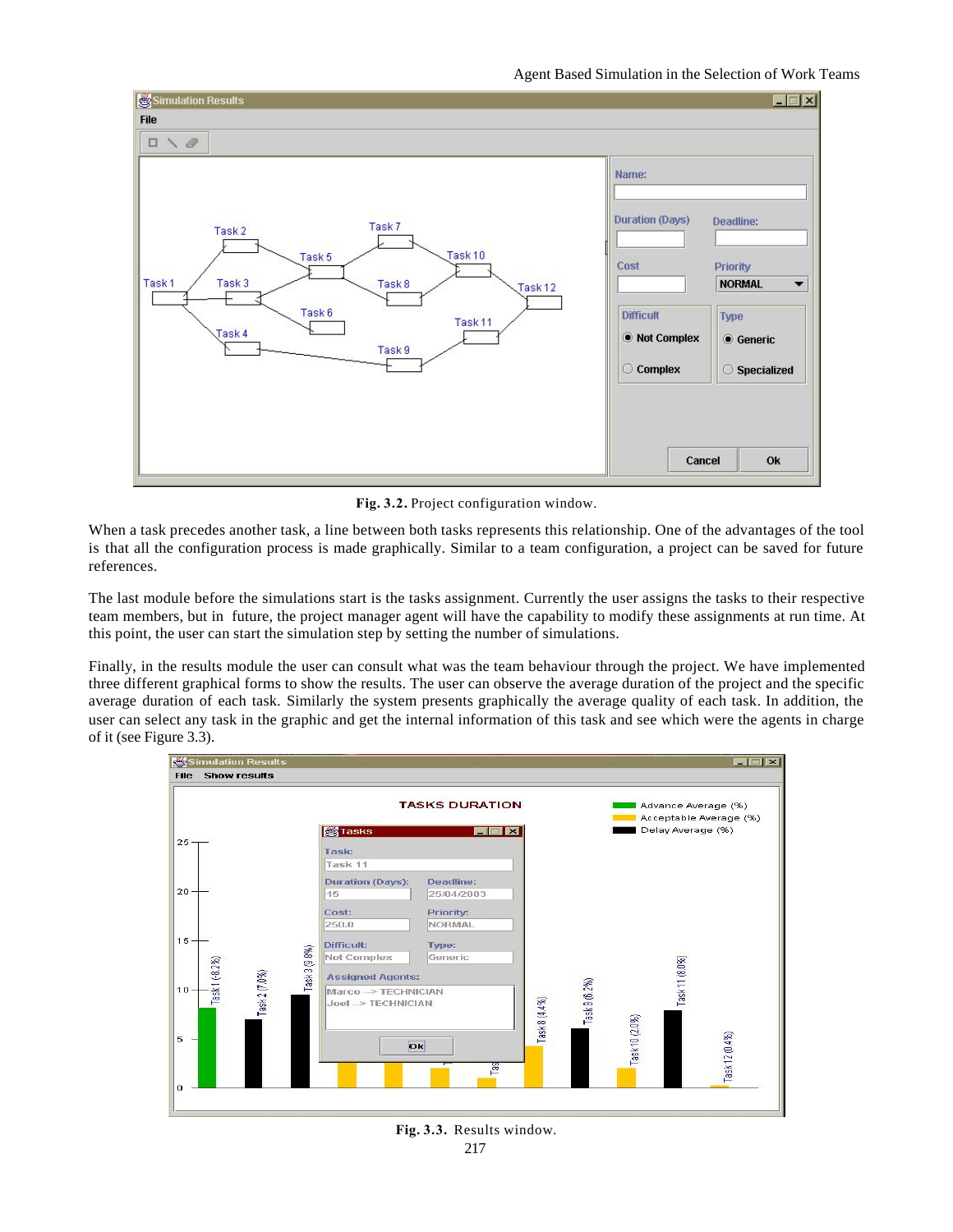**Fig. 3.2.** Project configuration window.

When a task precedes another task, a line between both tasks represents this relationship. One of the advantages of the tool is that all the configuration process is made graphically. Similar to a team configuration, a project can be saved for future references.

The last module before the simulations start is the tasks assignment. Currently the user assigns the tasks to their respective team members, but in future, the project manager agent will have the capability to modify these assignments at run time. At this point, the user can start the simulation step by setting the number of simulations.

Finally, in the results module the user can consult what was the team behaviour through the project. We have implemented three different graphical forms to show the results. The user can observe the average duration of the project and the specific average duration of each task. Similarly the system presents graphically the average quality of each task. In addition, the user can select any task in the graphic and get the internal information of this task and see which were the agents in charge of it (see Figure 3.3).

**Fig. 3.3.** Results window.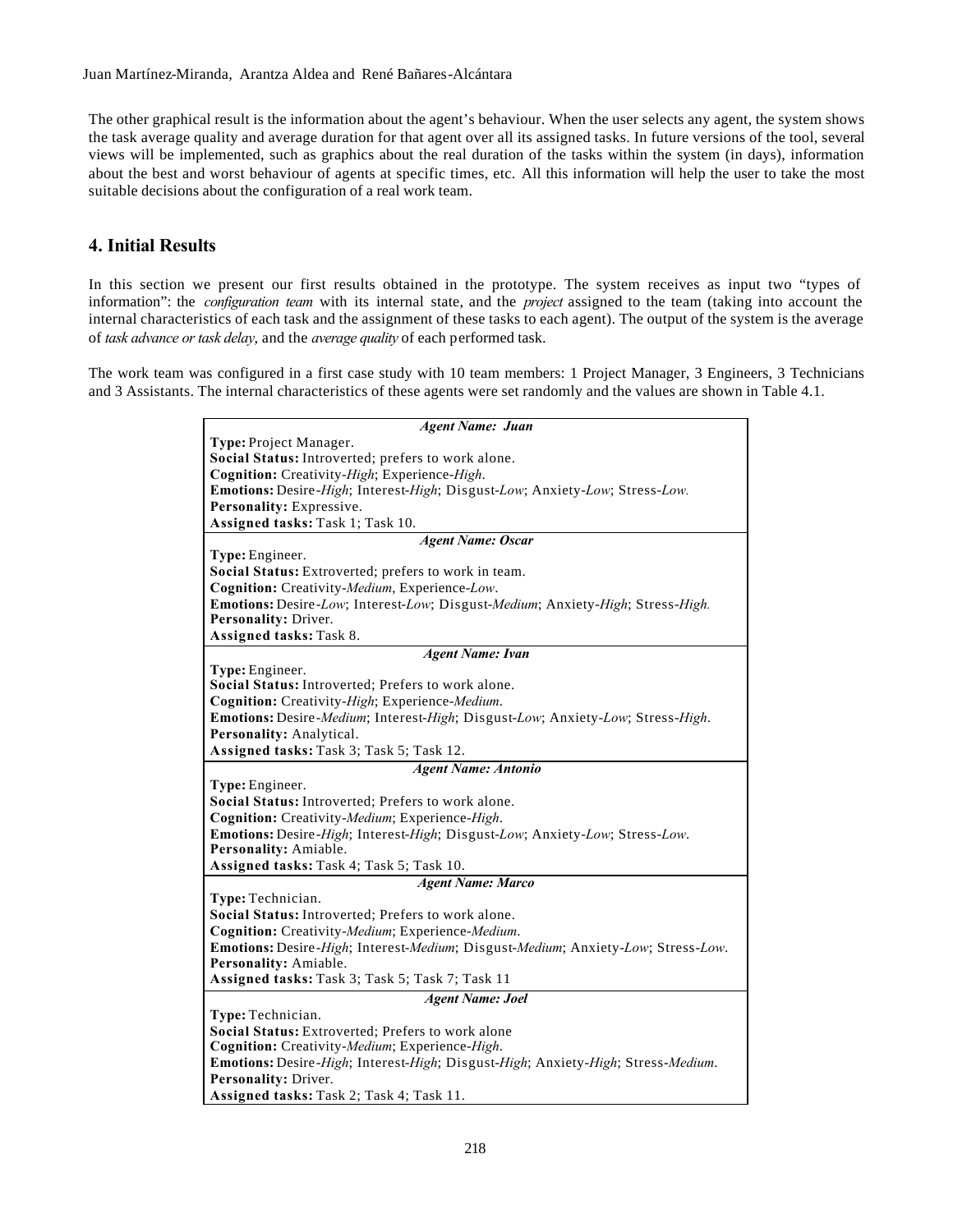The other graphical result is the information about the agent's behaviour. When the user selects any agent, the system shows the task average quality and average duration for that agent over all its assigned tasks. In future versions of the tool, several views will be implemented, such as graphics about the real duration of the tasks within the system (in days), information about the best and worst behaviour of agents at specific times, etc. All this information will help the user to take the most suitable decisions about the configuration of a real work team.

## 4. Initial Results

In this section we present our first results obtained in the prototype. The system receives as input two "types of information": the *configuration team* with its internal state, and the *project* assigned to the team (taking into account the internal characteristics of each task and the assignment of these tasks to each agent). The output of the system is the average of *task advance or task delay,* and the *average quality* of each performed task.

The work team was configured in a first case study with 10 team members: 1 Project Manager, 3 Engineers, 3 Technicians and 3 Assistants. The internal characteristics of these agents were set randomly and the values are shown in Table 4.1.

| ***Agent Name: Juan*** |
|---|
| **Type:** Project Manager.<br>**Social Status:** Introverted; prefers to work alone.<br>**Cognition:** Creativity-*High*; Experience-*High*.<br>**Emotions:** Desire-*High*; Interest-*High*; Disgust-*Low*; Anxiety-*Low*; Stress-*Low.*<br>**Personality:** Expressive.<br>**Assigned tasks:** Task 1; Task 10. |
| ***Agent Name: Oscar*** |
| **Type:** Engineer.<br>**Social Status:** Extroverted; prefers to work in team.<br>**Cognition:** Creativity-*Medium*, Experience-*Low*.<br>**Emotions:** Desire-*Low*; Interest-*Low*; Disgust-*Medium*; Anxiety-*High*; Stress-*High.*<br>**Personality:** Driver.<br>**Assigned tasks:** Task 8. |
| ***Agent Name: Ivan*** |
| **Type:** Engineer.<br>**Social Status:** Introverted; Prefers to work alone.<br>**Cognition:** Creativity-*High*; Experience-*Medium*.<br>**Emotions:** Desire-*Medium*; Interest-*High*; Disgust-*Low*; Anxiety-*Low*; Stress-*High*.<br>**Personality:** Analytical.<br>**Assigned tasks:** Task 3; Task 5; Task 12. |
| ***Agent Name: Antonio*** |
| **Type:** Engineer.<br>**Social Status:** Introverted; Prefers to work alone.<br>**Cognition:** Creativity-*Medium*; Experience-*High*.<br>**Emotions:** Desire-*High*; Interest-*High*; Disgust-*Low*; Anxiety-*Low*; Stress-*Low*.<br>**Personality:** Amiable.<br>**Assigned tasks:** Task 4; Task 5; Task 10. |
| ***Agent Name: Marco*** |
| **Type:** Technician.<br>**Social Status:** Introverted; Prefers to work alone.<br>**Cognition:** Creativity-*Medium*; Experience-*Medium*.<br>**Emotions:** Desire-*High*; Interest-*Medium*; Disgust-*Medium*; Anxiety-*Low*; Stress-*Low*.<br>**Personality:** Amiable.<br>**Assigned tasks:** Task 3; Task 5; Task 7; Task 11 |
| ***Agent Name: Joel*** |
| **Type:** Technician.<br>**Social Status:** Extroverted; Prefers to work alone<br>**Cognition:** Creativity-*Medium*; Experience-*High*.<br>**Emotions:** Desire-*High*; Interest-*High*; Disgust-*High*; Anxiety-*High*; Stress-*Medium*.<br>**Personality:** Driver.<br>**Assigned tasks:** Task 2; Task 4; Task 11. |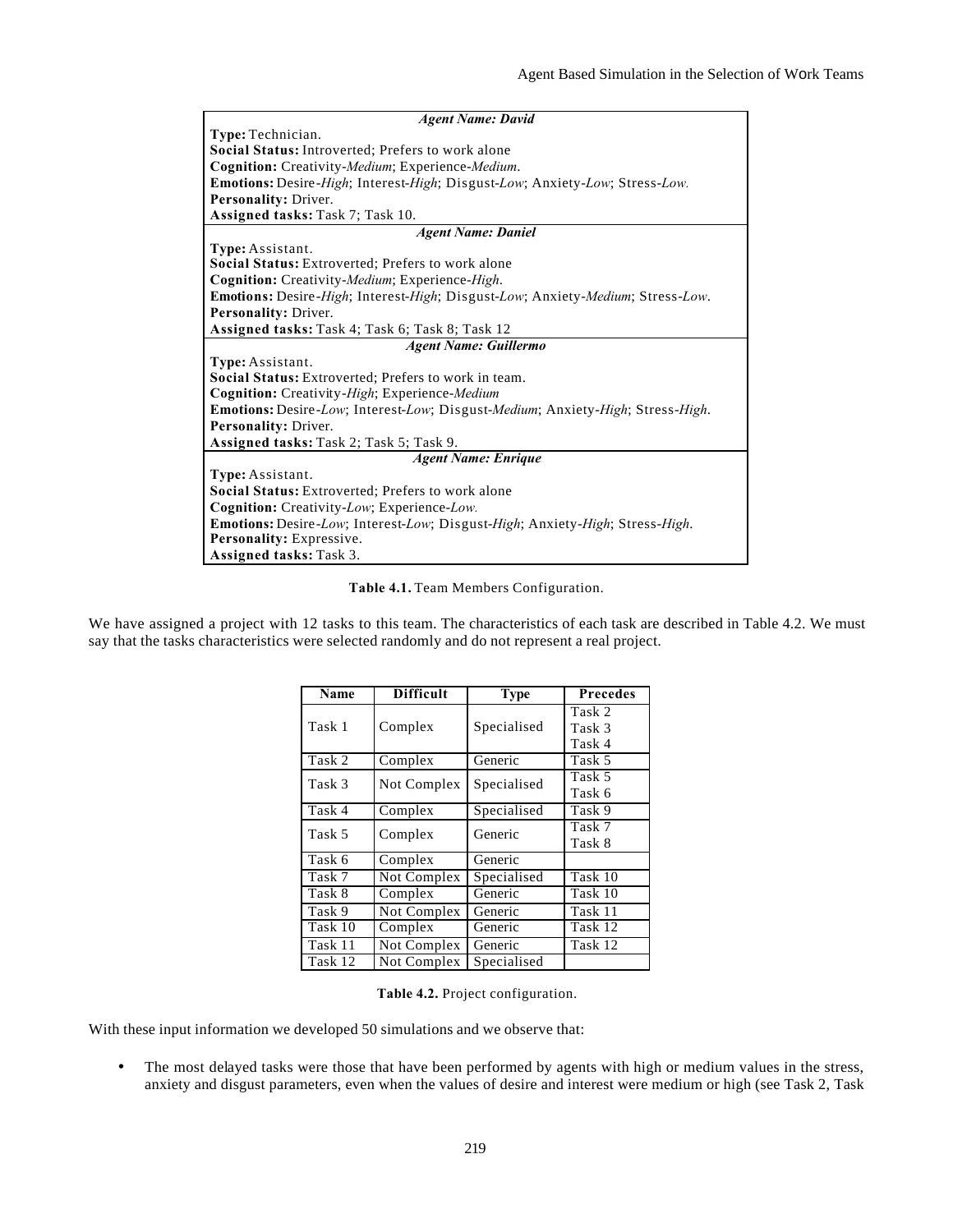| *Agent Name: David* |
|---|
| **Type:** Technician. |
| **Social Status:** Introverted; Prefers to work alone |
| **Cognition:** Creativity-*Medium*; Experience-*Medium*. |
| **Emotions:** Desire-*High*; Interest-*High*; Disgust-*Low*; Anxiety-*Low*; Stress-*Low*. |
| **Personality:** Driver. |
| **Assigned tasks:** Task 7; Task 10. |
| *Agent Name: Daniel* |
| **Type:** Assistant. |
| **Social Status:** Extroverted; Prefers to work alone |
| **Cognition:** Creativity-*Medium*; Experience-*High*. |
| **Emotions:** Desire-*High*; Interest-*High*; Disgust-*Low*; Anxiety-*Medium*; Stress-*Low*. |
| **Personality:** Driver. |
| **Assigned tasks:** Task 4; Task 6; Task 8; Task 12 |
| *Agent Name: Guillermo* |
| **Type:** Assistant. |
| **Social Status:** Extroverted; Prefers to work in team. |
| **Cognition:** Creativity-*High*; Experience-*Medium* |
| **Emotions:** Desire-*Low*; Interest-*Low*; Disgust-*Medium*; Anxiety-*High*; Stress-*High*. |
| **Personality:** Driver. |
| **Assigned tasks:** Task 2; Task 5; Task 9. |
| *Agent Name: Enrique* |
| **Type:** Assistant. |
| **Social Status:** Extroverted; Prefers to work alone |
| **Cognition:** Creativity-*Low*; Experience-*Low*. |
| **Emotions:** Desire-*Low*; Interest-*Low*; Disgust-*High*; Anxiety-*High*; Stress-*High*. |
| **Personality:** Expressive. |
| **Assigned tasks:** Task 3. |

**Table 4.1.** Team Members Configuration.

We have assigned a project with 12 tasks to this team. The characteristics of each task are described in Table 4.2. We must say that the tasks characteristics were selected randomly and do not represent a real project.

| Name | Difficult | Type | Precedes |
|---|---|---|---|
| Task 1 | Complex | Specialised | Task 2<br>Task 3<br>Task 4 |
| Task 2 | Complex | Generic | Task 5 |
| Task 3 | Not Complex | Specialised | Task 5<br>Task 6 |
| Task 4 | Complex | Specialised | Task 9 |
| Task 5 | Complex | Generic | Task 7<br>Task 8 |
| Task 6 | Complex | Generic | |
| Task 7 | Not Complex | Specialised | Task 10 |
| Task 8 | Complex | Generic | Task 10 |
| Task 9 | Not Complex | Generic | Task 11 |
| Task 10 | Complex | Generic | Task 12 |
| Task 11 | Not Complex | Generic | Task 12 |
| Task 12 | Not Complex | Specialised | |

**Table 4.2.** Project configuration.

With these input information we developed 50 simulations and we observe that:

- The most delayed tasks were those that have been performed by agents with high or medium values in the stress, anxiety and disgust parameters, even when the values of desire and interest were medium or high (see Task 2, Task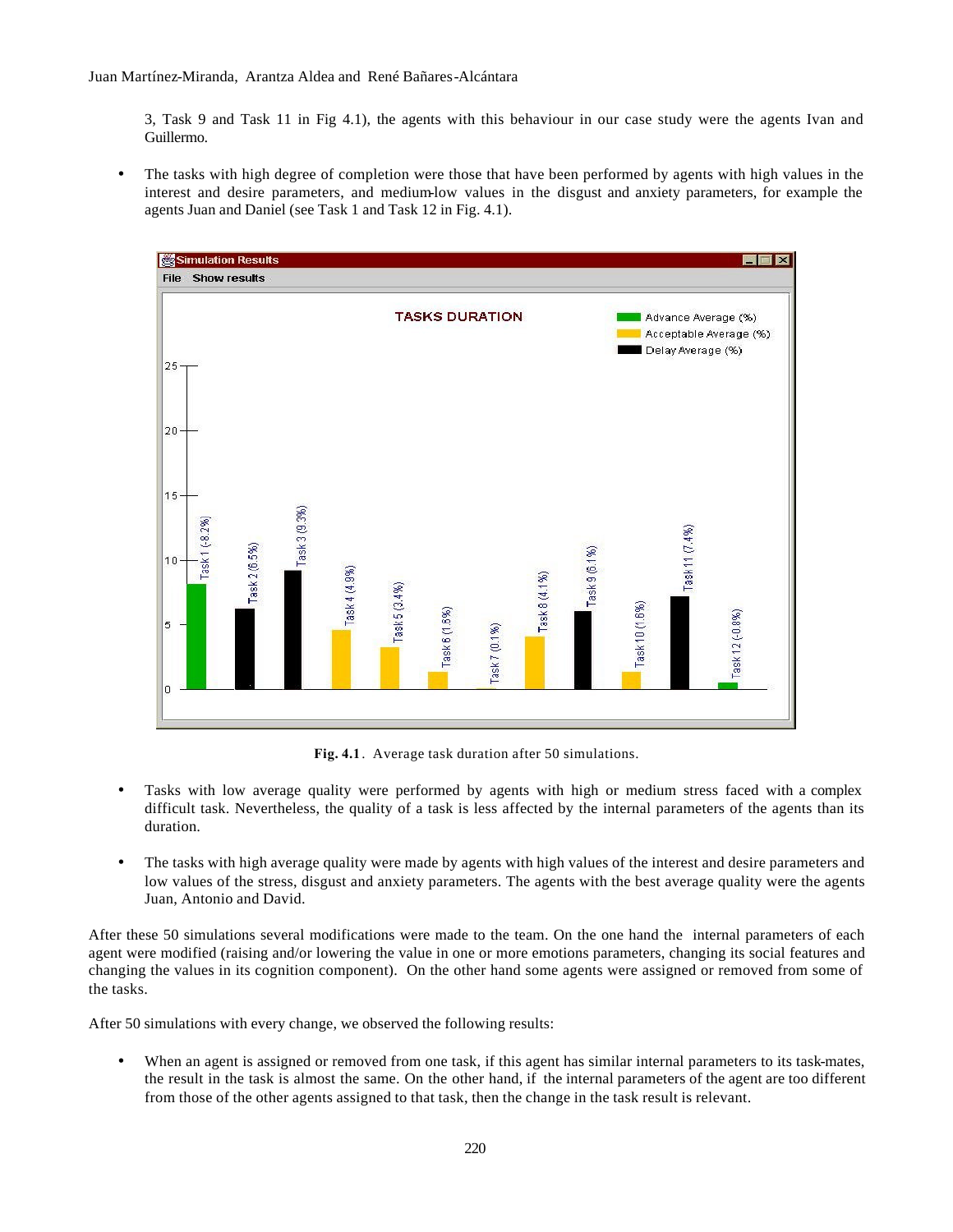3, Task 9 and Task 11 in Fig 4.1), the agents with this behaviour in our case study were the agents Ivan and Guillermo.

- The tasks with high degree of completion were those that have been performed by agents with high values in the interest and desire parameters, and medium-low values in the disgust and anxiety parameters, for example the agents Juan and Daniel (see Task 1 and Task 12 in Fig. 4.1).

**Fig. 4.1**. Average task duration after 50 simulations.

- Tasks with low average quality were performed by agents with high or medium stress faced with a complex difficult task. Nevertheless, the quality of a task is less affected by the internal parameters of the agents than its duration.

- The tasks with high average quality were made by agents with high values of the interest and desire parameters and low values of the stress, disgust and anxiety parameters. The agents with the best average quality were the agents Juan, Antonio and David.

After these 50 simulations several modifications were made to the team. On the one hand the internal parameters of each agent were modified (raising and/or lowering the value in one or more emotions parameters, changing its social features and changing the values in its cognition component). On the other hand some agents were assigned or removed from some of the tasks.

After 50 simulations with every change, we observed the following results:

- When an agent is assigned or removed from one task, if this agent has similar internal parameters to its task-mates, the result in the task is almost the same. On the other hand, if the internal parameters of the agent are too different from those of the other agents assigned to that task, then the change in the task result is relevant.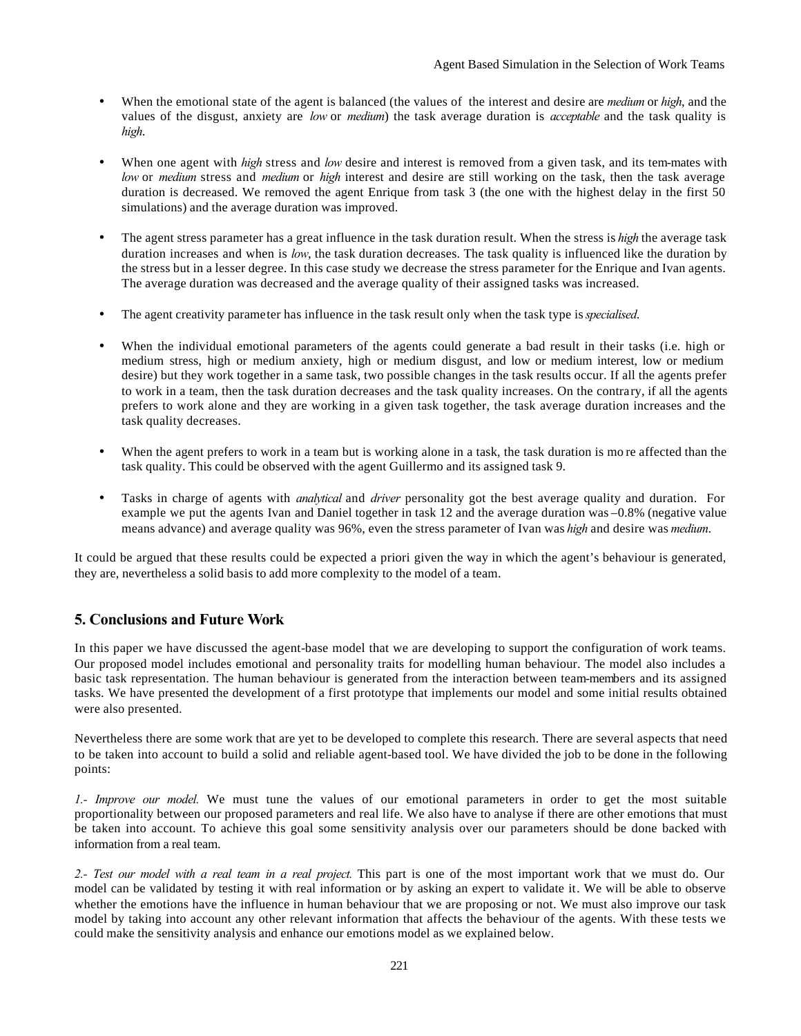- When the emotional state of the agent is balanced (the values of the interest and desire are *medium* or *high*, and the values of the disgust, anxiety are *low* or *medium*) the task average duration is *acceptable* and the task quality is *high*.

- When one agent with *high* stress and *low* desire and interest is removed from a given task, and its tem-mates with *low* or *medium* stress and *medium* or *high* interest and desire are still working on the task, then the task average duration is decreased. We removed the agent Enrique from task 3 (the one with the highest delay in the first 50 simulations) and the average duration was improved.

- The agent stress parameter has a great influence in the task duration result. When the stress is *high* the average task duration increases and when is *low*, the task duration decreases. The task quality is influenced like the duration by the stress but in a lesser degree. In this case study we decrease the stress parameter for the Enrique and Ivan agents. The average duration was decreased and the average quality of their assigned tasks was increased.

- The agent creativity parameter has influence in the task result only when the task type is *specialised*.

- When the individual emotional parameters of the agents could generate a bad result in their tasks (i.e. high or medium stress, high or medium anxiety, high or medium disgust, and low or medium interest, low or medium desire) but they work together in a same task, two possible changes in the task results occur. If all the agents prefer to work in a team, then the task duration decreases and the task quality increases. On the contrary, if all the agents prefers to work alone and they are working in a given task together, the task average duration increases and the task quality decreases.

- When the agent prefers to work in a team but is working alone in a task, the task duration is more affected than the task quality. This could be observed with the agent Guillermo and its assigned task 9.

- Tasks in charge of agents with *analytical* and *driver* personality got the best average quality and duration. For example we put the agents Ivan and Daniel together in task 12 and the average duration was –0.8% (negative value means advance) and average quality was 96%, even the stress parameter of Ivan was *high* and desire was *medium*.

It could be argued that these results could be expected a priori given the way in which the agent's behaviour is generated, they are, nevertheless a solid basis to add more complexity to the model of a team.

## 5. Conclusions and Future Work

In this paper we have discussed the agent-base model that we are developing to support the configuration of work teams. Our proposed model includes emotional and personality traits for modelling human behaviour. The model also includes a basic task representation. The human behaviour is generated from the interaction between team-members and its assigned tasks. We have presented the development of a first prototype that implements our model and some initial results obtained were also presented.

Nevertheless there are some work that are yet to be developed to complete this research. There are several aspects that need to be taken into account to build a solid and reliable agent-based tool. We have divided the job to be done in the following points:

*1.- Improve our model.* We must tune the values of our emotional parameters in order to get the most suitable proportionality between our proposed parameters and real life. We also have to analyse if there are other emotions that must be taken into account. To achieve this goal some sensitivity analysis over our parameters should be done backed with information from a real team.

*2.- Test our model with a real team in a real project.* This part is one of the most important work that we must do. Our model can be validated by testing it with real information or by asking an expert to validate it. We will be able to observe whether the emotions have the influence in human behaviour that we are proposing or not. We must also improve our task model by taking into account any other relevant information that affects the behaviour of the agents. With these tests we could make the sensitivity analysis and enhance our emotions model as we explained below.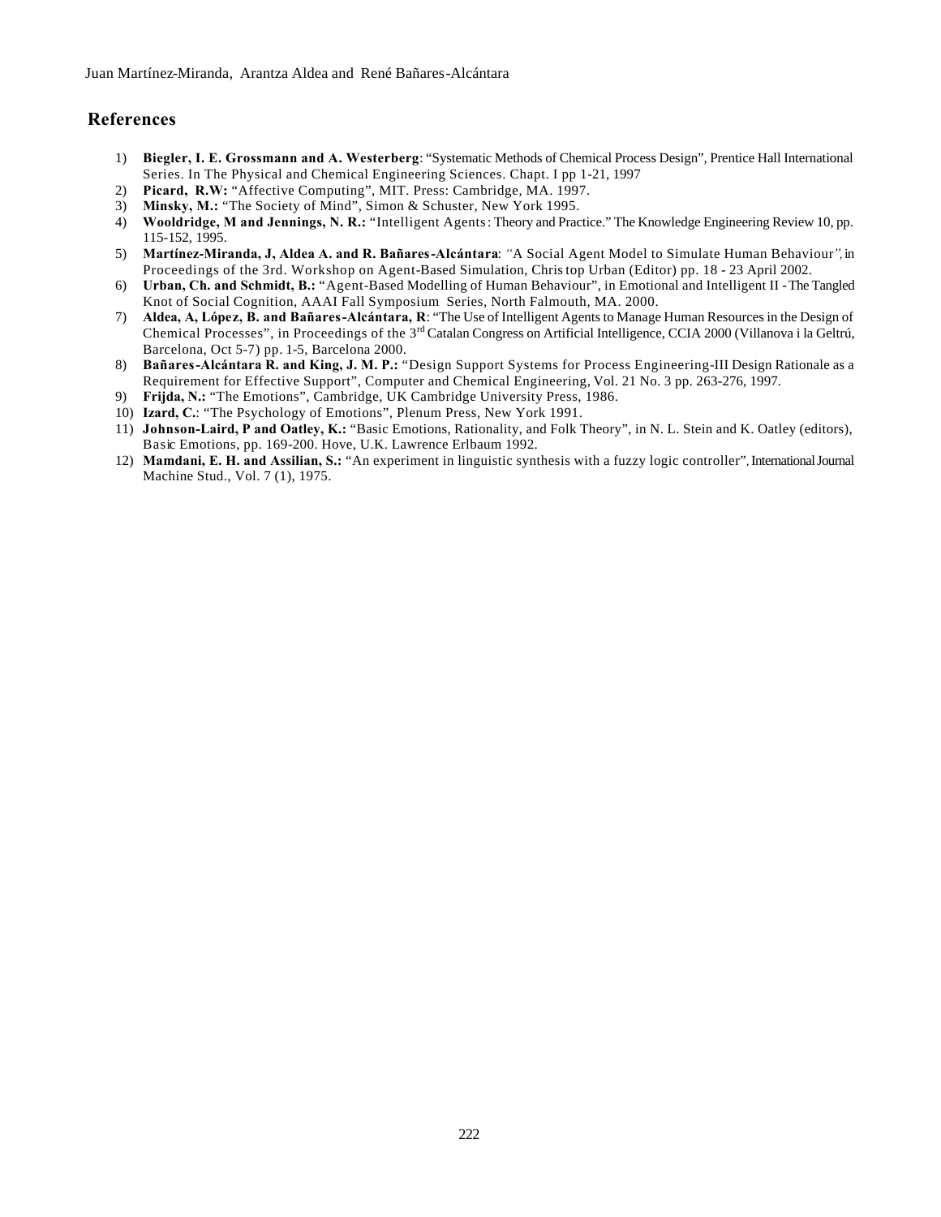## References

1) **Biegler, I. E. Grossmann and A. Westerberg**: "Systematic Methods of Chemical Process Design", Prentice Hall International Series. In The Physical and Chemical Engineering Sciences. Chapt. I pp 1-21, 1997
2) **Picard, R.W:** "Affective Computing", MIT. Press: Cambridge, MA. 1997.
3) **Minsky, M.:** "The Society of Mind", Simon & Schuster, New York 1995.
4) **Wooldridge, M and Jennings, N. R.:** "Intelligent Agents: Theory and Practice." The Knowledge Engineering Review 10, pp. 115-152, 1995.
5) **Martínez-Miranda, J, Aldea A. and R. Bañares-Alcántara**: *"A Social Agent Model to Simulate Human Behaviour"*, in Proceedings of the 3rd. Workshop on Agent-Based Simulation, Christop Urban (Editor) pp. 18 - 23 April 2002.
6) **Urban, Ch. and Schmidt, B.:** "Agent-Based Modelling of Human Behaviour", in Emotional and Intelligent II - The Tangled Knot of Social Cognition, AAAI Fall Symposium Series, North Falmouth, MA. 2000.
7) **Aldea, A, López, B. and Bañares-Alcántara, R**: "The Use of Intelligent Agents to Manage Human Resources in the Design of Chemical Processes", in Proceedings of the 3rd Catalan Congress on Artificial Intelligence, CCIA 2000 (Villanova i la Geltrú, Barcelona, Oct 5-7) pp. 1-5, Barcelona 2000.
8) **Bañares-Alcántara R. and King, J. M. P.:** "Design Support Systems for Process Engineering-III Design Rationale as a Requirement for Effective Support", Computer and Chemical Engineering, Vol. 21 No. 3 pp. 263-276, 1997.
9) **Frijda, N.:** "The Emotions", Cambridge, UK Cambridge University Press, 1986.
10) **Izard, C.**: "The Psychology of Emotions", Plenum Press, New York 1991.
11) **Johnson-Laird, P and Oatley, K.:** "Basic Emotions, Rationality, and Folk Theory", in N. L. Stein and K. Oatley (editors), Basic Emotions, pp. 169-200. Hove, U.K. Lawrence Erlbaum 1992.
12) **Mamdani, E. H. and Assilian, S.:** "An experiment in linguistic synthesis with a fuzzy logic controller", International Journal Machine Stud., Vol. 7 (1), 1975.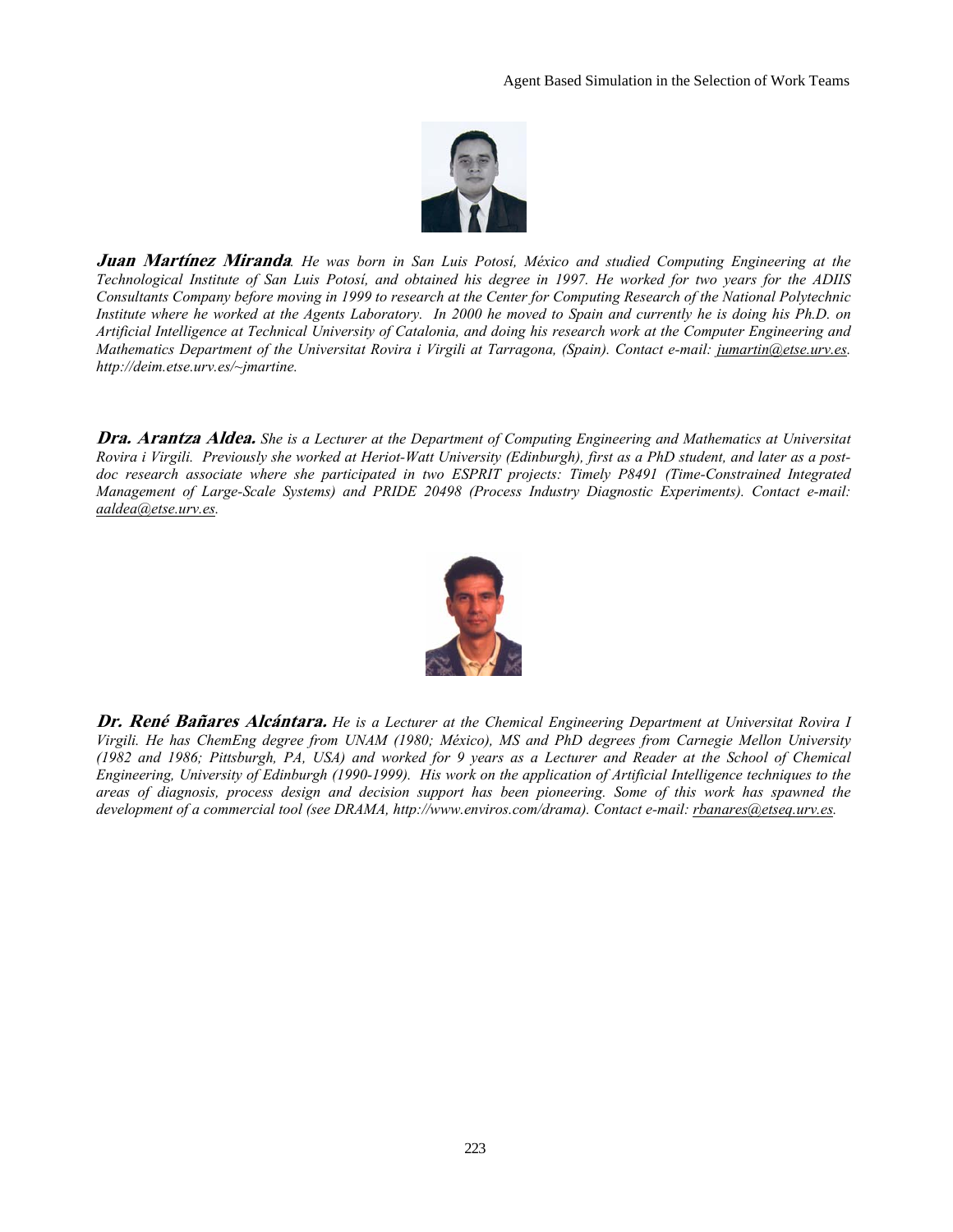***Juan Martínez Miranda**. He was born in San Luis Potosí, México and studied Computing Engineering at the Technological Institute of San Luis Potosí, and obtained his degree in 1997. He worked for two years for the ADIIS Consultants Company before moving in 1999 to research at the Center for Computing Research of the National Polytechnic Institute where he worked at the Agents Laboratory. In 2000 he moved to Spain and currently he is doing his Ph.D. on Artificial Intelligence at Technical University of Catalonia, and doing his research work at the Computer Engineering and Mathematics Department of the Universitat Rovira i Virgili at Tarragona, (Spain). Contact e-mail: jumartin@etse.urv.es. http://deim.etse.urv.es/~jmartine.*

***Dra. Arantza Aldea.** She is a Lecturer at the Department of Computing Engineering and Mathematics at Universitat Rovira i Virgili. Previously she worked at Heriot-Watt University (Edinburgh), first as a PhD student, and later as a post-doc research associate where she participated in two ESPRIT projects: Timely P8491 (Time-Constrained Integrated Management of Large-Scale Systems) and PRIDE 20498 (Process Industry Diagnostic Experiments). Contact e-mail: aaldea@etse.urv.es.*

***Dr. René Bañares Alcántara.** He is a Lecturer at the Chemical Engineering Department at Universitat Rovira I Virgili. He has ChemEng degree from UNAM (1980; México), MS and PhD degrees from Carnegie Mellon University (1982 and 1986; Pittsburgh, PA, USA) and worked for 9 years as a Lecturer and Reader at the School of Chemical Engineering, University of Edinburgh (1990-1999). His work on the application of Artificial Intelligence techniques to the areas of diagnosis, process design and decision support has been pioneering. Some of this work has spawned the development of a commercial tool (see DRAMA, http://www.enviros.com/drama). Contact e-mail: rbanares@etseq.urv.es.*